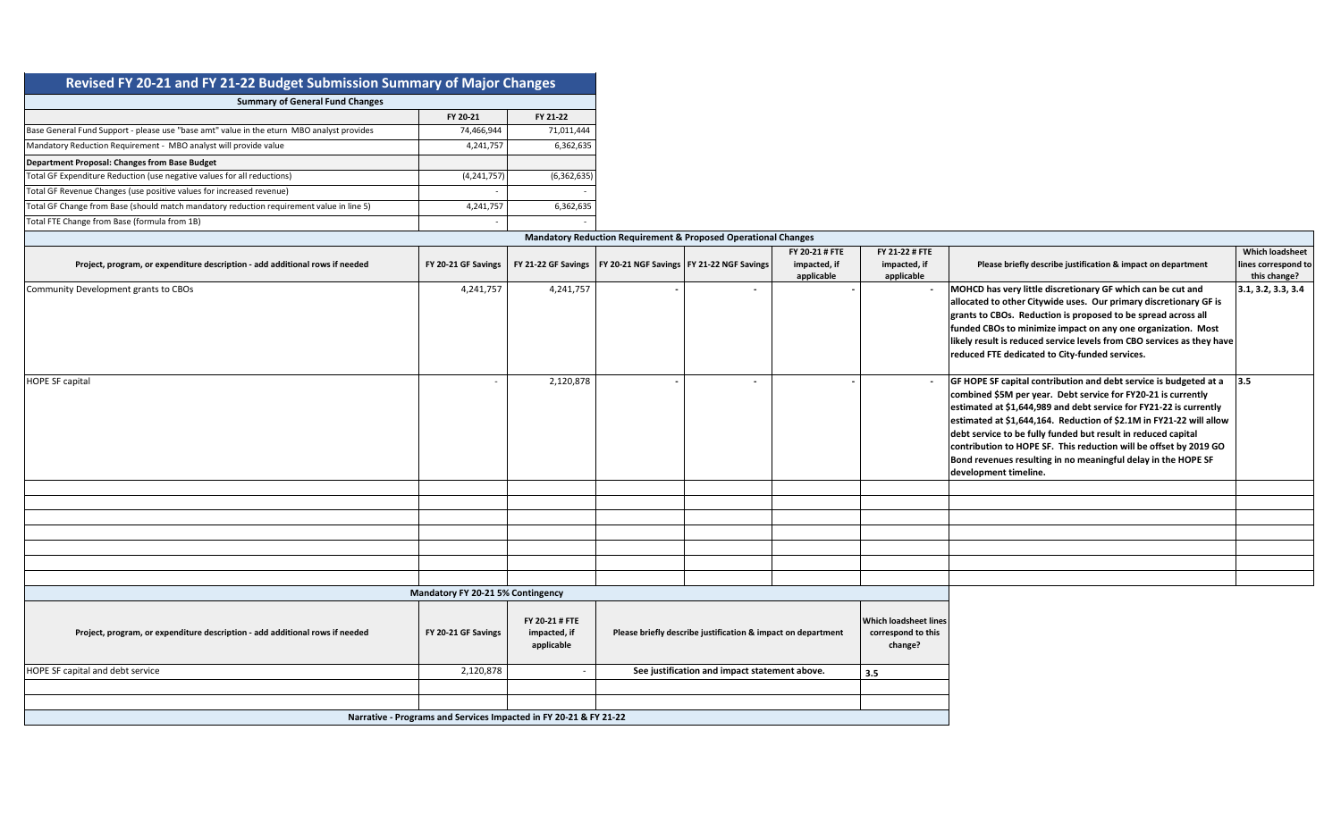# Revised FY 20-21 and FY 21-22 Budget Submission Summary of Major Changes

## Summary of General Fund Changes

| | FY 20-21 | FY 21-22 |
|---|---|---|
| Base General Fund Support - please use "base amt" value in the eturn MBO analyst provides | 74,466,944 | 71,011,444 |
| Mandatory Reduction Requirement - MBO analyst will provide value | 4,241,757 | 6,362,635 |
| **Department Proposal: Changes from Base Budget** | | |
| Total GF Expenditure Reduction (use negative values for all reductions) | (4,241,757) | (6,362,635) |
| Total GF Revenue Changes (use positive values for increased revenue) | - | - |
| Total GF Change from Base (should match mandatory reduction requirement value in line 5) | 4,241,757 | 6,362,635 |
| Total FTE Change from Base (formula from 1B) | - | - |

## Mandatory Reduction Requirement & Proposed Operational Changes

| Project, program, or expenditure description - add additional rows if needed | FY 20-21 GF Savings | FY 21-22 GF Savings | FY 20-21 NGF Savings | FY 21-22 NGF Savings | FY 20-21 # FTE impacted, if applicable | FY 21-22 # FTE impacted, if applicable | Please briefly describe justification & impact on department | Which loadsheet lines correspond to this change? |
|---|---|---|---|---|---|---|---|---|
| Community Development grants to CBOs | 4,241,757 | 4,241,757 | - | - | - | - | **MOHCD has very little discretionary GF which can be cut and allocated to other Citywide uses. Our primary discretionary GF is grants to CBOs. Reduction is proposed to be spread across all funded CBOs to minimize impact on any one organization. Most likely result is reduced service levels from CBO services as they have reduced FTE dedicated to City-funded services.** | **3.1, 3.2, 3.3, 3.4** |
| HOPE SF capital | - | 2,120,878 | - | - | - | - | **GF HOPE SF capital contribution and debt service is budgeted at a combined $5M per year. Debt service for FY20-21 is currently estimated at $1,644,989 and debt service for FY21-22 is currently estimated at $1,644,164. Reduction of $2.1M in FY21-22 will allow debt service to be fully funded but result in reduced capital contribution to HOPE SF. This reduction will be offset by 2019 GO Bond revenues resulting in no meaningful delay in the HOPE SF development timeline.** | **3.5** |
| | | | | | | | | |
| | | | | | | | | |
| | | | | | | | | |
| | | | | | | | | |
| | | | | | | | | |
| | | | | | | | | |
| | | | | | | | | |

## Mandatory FY 20-21 5% Contingency

| Project, program, or expenditure description - add additional rows if needed | FY 20-21 GF Savings | FY 20-21 # FTE impacted, if applicable | Please briefly describe justification & impact on department | Which loadsheet lines correspond to this change? |
|---|---|---|---|---|
| HOPE SF capital and debt service | 2,120,878 | - | **See justification and impact statement above.** | **3.5** |
| | | | | |
| | | | | |

## Narrative - Programs and Services Impacted in FY 20-21 & FY 21-22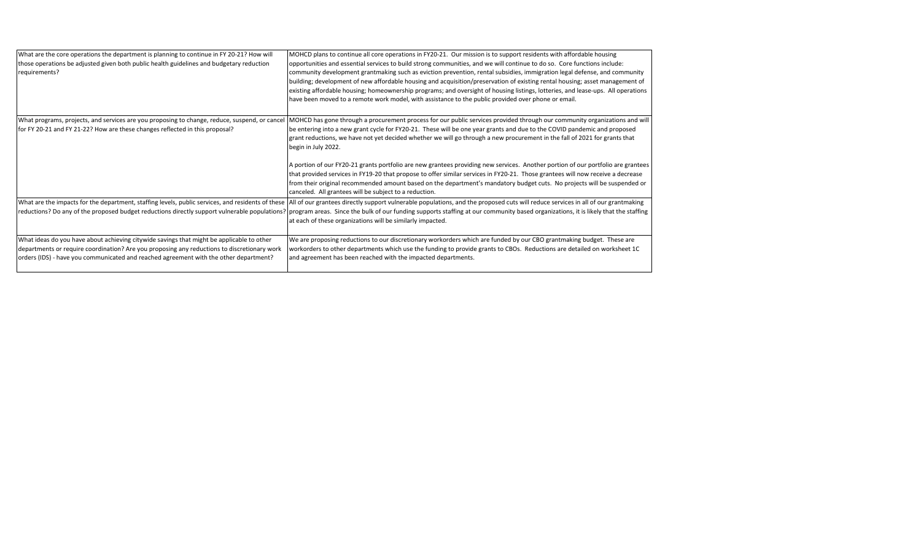| | |
|---|---|
| What are the core operations the department is planning to continue in FY 20-21? How will those operations be adjusted given both public health guidelines and budgetary reduction requirements? | MOHCD plans to continue all core operations in FY20-21. Our mission is to support residents with affordable housing opportunities and essential services to build strong communities, and we will continue to do so. Core functions include: community development grantmaking such as eviction prevention, rental subsidies, immigration legal defense, and community building; development of new affordable housing and acquisition/preservation of existing rental housing; asset management of existing affordable housing; homeownership programs; and oversight of housing listings, lotteries, and lease-ups. All operations have been moved to a remote work model, with assistance to the public provided over phone or email. |
| What programs, projects, and services are you proposing to change, reduce, suspend, or cancel for FY 20-21 and FY 21-22? How are these changes reflected in this proposal? | MOHCD has gone through a procurement process for our public services provided through our community organizations and will be entering into a new grant cycle for FY20-21. These will be one year grants and due to the COVID pandemic and proposed grant reductions, we have not yet decided whether we will go through a new procurement in the fall of 2021 for grants that begin in July 2022.<br><br>A portion of our FY20-21 grants portfolio are new grantees providing new services. Another portion of our portfolio are grantees that provided services in FY19-20 that propose to offer similar services in FY20-21. Those grantees will now receive a decrease from their original recommended amount based on the department's mandatory budget cuts. No projects will be suspended or canceled. All grantees will be subject to a reduction. |
| What are the impacts for the department, staffing levels, public services, and residents of these reductions? Do any of the proposed budget reductions directly support vulnerable populations? | All of our grantees directly support vulnerable populations, and the proposed cuts will reduce services in all of our grantmaking program areas. Since the bulk of our funding supports staffing at our community based organizations, it is likely that the staffing at each of these organizations will be similarly impacted. |
| What ideas do you have about achieving citywide savings that might be applicable to other departments or require coordination? Are you proposing any reductions to discretionary work orders (IDS) - have you communicated and reached agreement with the other department? | We are proposing reductions to our discretionary workorders which are funded by our CBO grantmaking budget. These are workorders to other departments which use the funding to provide grants to CBOs. Reductions are detailed on worksheet 1C and agreement has been reached with the impacted departments. |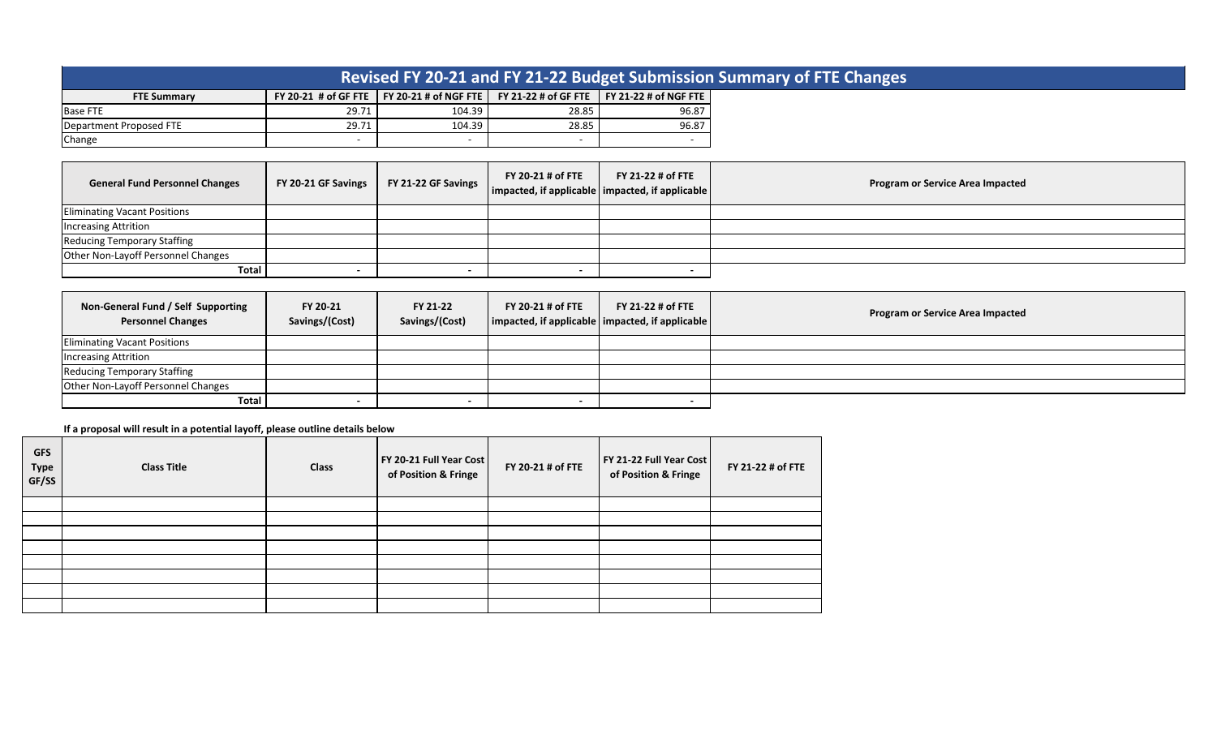# Revised FY 20-21 and FY 21-22 Budget Submission Summary of FTE Changes

| FTE Summary | FY 20-21 # of GF FTE | FY 20-21 # of NGF FTE | FY 21-22 # of GF FTE | FY 21-22 # of NGF FTE |
|---|---|---|---|---|
| Base FTE | 29.71 | 104.39 | 28.85 | 96.87 |
| Department Proposed FTE | 29.71 | 104.39 | 28.85 | 96.87 |
| Change | - | - | - | - |

| General Fund Personnel Changes | FY 20-21 GF Savings | FY 21-22 GF Savings | FY 20-21 # of FTE impacted, if applicable | FY 21-22 # of FTE impacted, if applicable | Program or Service Area Impacted |
|---|---|---|---|---|---|
| Eliminating Vacant Positions | | | | | |
| Increasing Attrition | | | | | |
| Reducing Temporary Staffing | | | | | |
| Other Non-Layoff Personnel Changes | | | | | |
| Total | - | - | - | - | |

| Non-General Fund / Self Supporting Personnel Changes | FY 20-21 Savings/(Cost) | FY 21-22 Savings/(Cost) | FY 20-21 # of FTE impacted, if applicable | FY 21-22 # of FTE impacted, if applicable | Program or Service Area Impacted |
|---|---|---|---|---|---|
| Eliminating Vacant Positions | | | | | |
| Increasing Attrition | | | | | |
| Reducing Temporary Staffing | | | | | |
| Other Non-Layoff Personnel Changes | | | | | |
| Total | - | - | - | - | |

**If a proposal will result in a potential layoff, please outline details below**

| GFS Type GF/SS | Class Title | Class | FY 20-21 Full Year Cost of Position & Fringe | FY 20-21 # of FTE | FY 21-22 Full Year Cost of Position & Fringe | FY 21-22 # of FTE |
|---|---|---|---|---|---|---|
| | | | | | | |
| | | | | | | |
| | | | | | | |
| | | | | | | |
| | | | | | | |
| | | | | | | |
| | | | | | | |
| | | | | | | |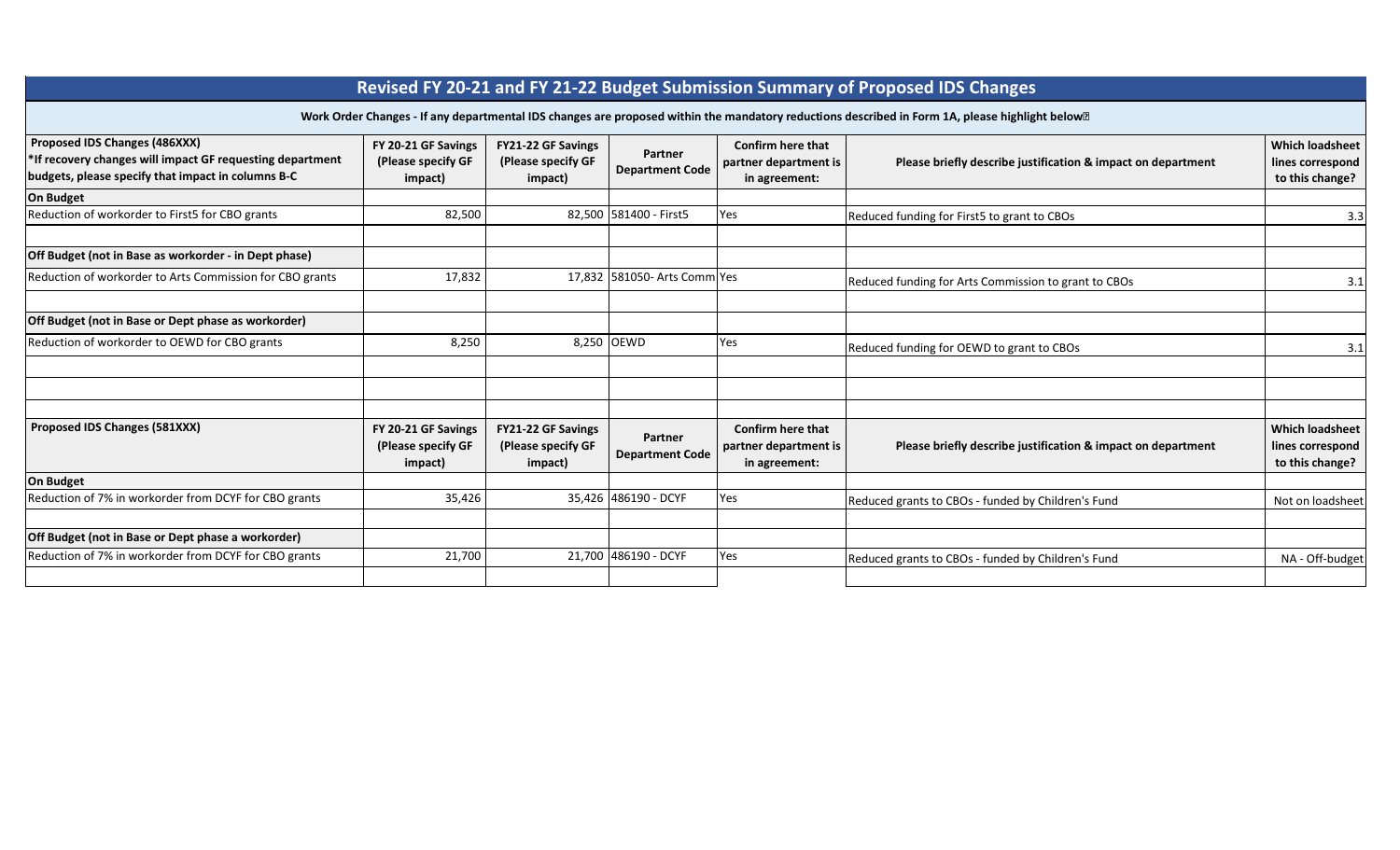# Revised FY 20-21 and FY 21-22 Budget Submission Summary of Proposed IDS Changes

**Work Order Changes - If any departmental IDS changes are proposed within the mandatory reductions described in Form 1A, please highlight below**

| Proposed IDS Changes (486XXX) *If recovery changes will impact GF requesting department budgets, please specify that impact in columns B-C | FY 20-21 GF Savings (Please specify GF impact) | FY21-22 GF Savings (Please specify GF impact) | Partner Department Code | Confirm here that partner department is in agreement: | Please briefly describe justification & impact on department | Which loadsheet lines correspond to this change? |
|---|---|---|---|---|---|---|
| **On Budget** | | | | | | |
| Reduction of workorder to First5 for CBO grants | 82,500 | 82,500 | 581400 - First5 | Yes | Reduced funding for First5 to grant to CBOs | 3.3 |
| | | | | | | |
| **Off Budget (not in Base as workorder - in Dept phase)** | | | | | | |
| Reduction of workorder to Arts Commission for CBO grants | 17,832 | 17,832 | 581050- Arts Comm | Yes | Reduced funding for Arts Commission to grant to CBOs | 3.1 |
| | | | | | | |
| **Off Budget (not in Base or Dept phase as workorder)** | | | | | | |
| Reduction of workorder to OEWD for CBO grants | 8,250 | 8,250 | OEWD | Yes | Reduced funding for OEWD to grant to CBOs | 3.1 |
| | | | | | | |
| | | | | | | |
| | | | | | | |
| **Proposed IDS Changes (581XXX)** | **FY 20-21 GF Savings (Please specify GF impact)** | **FY21-22 GF Savings (Please specify GF impact)** | **Partner Department Code** | **Confirm here that partner department is in agreement:** | **Please briefly describe justification & impact on department** | **Which loadsheet lines correspond to this change?** |
| **On Budget** | | | | | | |
| Reduction of 7% in workorder from DCYF for CBO grants | 35,426 | 35,426 | 486190 - DCYF | Yes | Reduced grants to CBOs - funded by Children's Fund | Not on loadsheet |
| | | | | | | |
| **Off Budget (not in Base or Dept phase a workorder)** | | | | | | |
| Reduction of 7% in workorder from DCYF for CBO grants | 21,700 | 21,700 | 486190 - DCYF | Yes | Reduced grants to CBOs - funded by Children's Fund | NA - Off-budget |
| | | | | | | |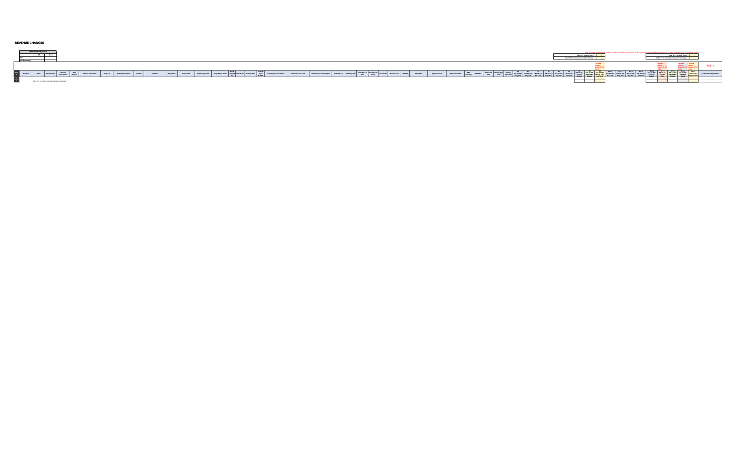## REVENUE CHANGES

| Revenue Savings (000) | | |
|---|---|---|
| | BY | BY+1 |
| GF | | |
| GF Supporting | | |

| | |
|---|---|
| Total BY System Entry | $ |
| Total BY Revenue Variance from Base | $ |

| | |
|---|---|
| Total BY+1 System Entry | $ |
| Total BY+1 Revenue Variance from Base | $ |

FILL IN

| Item # | BFS Type | Dept | Dept Division | Division Description | Dept Section | Section Description | Dept ID | Dept ID Description | Fund ID | Fund Title | Project ID | Project Title | Project Type Code | Project Type Name | Grants Needed Flag | Activity ID | Activity Title | Activity Type Number | Activity Type Description | Authority Lvl 1 Code | Authority Lvl 1 Description | Authority ID | Authority Title | Account Lvl 2 Title | Account Lvl 5 Name | Account ID | Account Title | FDS ID | FDS Title | Agency Use ID | Agency Use Title | AAO Category | AAO Title | AAO Level Title | Change Type Code | Change Type Title | BY | BY | BY | BY | BY | BY | BY | BY | BY | BY+1 | BY+1 | BY+1 | BY+1 | BY+1 | BY+1 | BY+1 | BY+1 | Justification/ Explanation |
|---|---|---|---|---|---|---|---|---|---|---|---|---|---|---|---|---|---|---|---|---|---|---|---|---|---|---|---|---|---|---|---|---|---|---|---|---|---|---|---|---|---|---|---|---|---|---|---|---|---|---|---|---|---|---|
| 1 | | | | | | | | | | | | | | | | | | | | | | | | | | | | | | | | | | | | | | | | | | | | | | | | | | | | | | |
| 3 | | | | | | | | | | | | | | | | | | | | | | | | | | | | | | | | | | | | | | | | | | | | | | | | | | | | | | |

NA - No new GF revenue changes proposed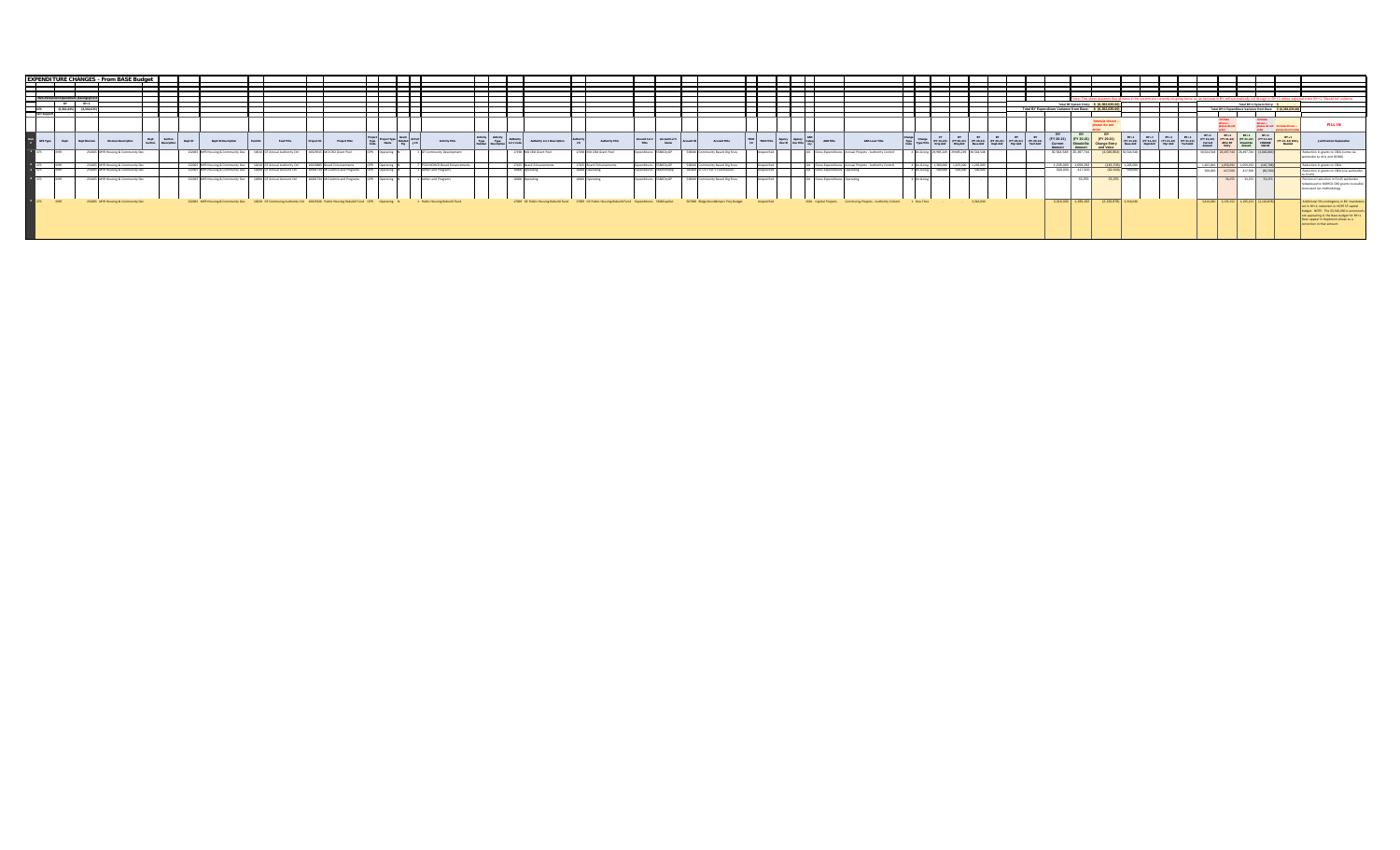# EXPENDITURE CHANGES - From BASE Budget

| | BY | BY+1 |
|---|---|---|
| Total of Reductions/Additions | | |
| GPS | (5,362,631) | (5,362,631) |

Total BY Variance from Base: $ (5,362,631.00)

Total BY Expenditure Variance from Base: $ (5,362,631.00)

Total BY+1 Variance from Base: $ -

Total BY+1 Expenditure Variance from Base: $ (5,362,631.00)

FILL IN

| Row # | SFS Type | Dept | Dept Division | Division Description | Dept Section | Section Description | Dept ID | Dept ID Description | Fund ID | Fund Title | Project ID | Project Title | Project Type Code | Project Type Name | Grant Related Flg | Active | Activity Title | Authority ID | Authority Title | Account Lvl 5 | Account Lvl 5 Name | Account ID | Account Title | Position Title | Change Type | Change Type Title | BY (FY 20-21) Current Amount | BY (FY 20-21) Should Be | BY (FY 20-21) Change Entry and Value | BY+1 (FY 21-22) Current Amount | BY+1 (FY 21-22) Should Be | BY+1 (FY 21-22) Change Amount | Justification/Explanation |
|---|---|---|---|---|---|---|---|---|---|---|---|---|---|---|---|---|---|---|---|---|---|---|---|---|---|---|---|---|---|---|---|---|---|
| 1 | GPS | | 252601 | MYR Housing & Community Dev | | | 232007 | MYR Housing & Community Dev | 10020 | GF Annual Authority Ctrl | 10029610 | MOCEDO Grant Pool | | Operating | N | 1 | GF Community Development | 17158 | MO CBO Grant Pool | | Expenditures | 538010 | Community Based Org Srvcs | Unspecified | 1 | On-Going | 30,564,159 | 28,497,744 | (2,066,415) | 30,564,159 | 28,497,744 | (2,066,415) | Reduction in grants to CBOs (same rationale as prior year, and OEWD) |
| 2 | GPS | | 252601 | MYR Housing & Community Dev | | | 232007 | MYR Housing & Community Dev | 10020 | GF Annual Authority Ctrl | 10029687 | Board Enhancements | | Operating | N | 1 | TGO-MOHCD Board Enhancements | 17101 | Board Enhancements | | Expenditures | 538010 | Community Based Org Srvcs | Unspecified | 1 | On-Going | 1,200,000 | 1,059,252 | (140,748) | 1,200,000 | 1,059,252 | (140,748) | Reduction in grants to CBOs. |
| 3 | GPS | | 252601 | MYR Housing & Community Dev | | | 232007 | MYR Housing & Community Dev | 10020 | GF Annual Authority Ctrl | 10033710 | HO Admin and Programs | | Operating | N | 1 | Admin and Programs | 10000 | Operating | | Expenditures | 538010 | Community Based Org Srvcs | Unspecified | 1 | On-Going | 500,000 | 417,500 | (82,500) | 500,000 | 417,500 | (82,500) | Reduction in grants to CBOs (as worked w/ OEWD) |
| 4 | GPS | | 252601 | MYR Housing & Community Dev | | | 232007 | MYR Housing & Community Dev | 10020 | GF Annual Authority Ctrl | 10033710 | HO Admin and Programs | | Operating | N | 1 | Admin and Programs | 10000 | Operating | | Expenditures | 538010 | Community Based Org Srvcs | Unspecified | 1 | On-Going | | 33,255 | 33,255 | | 33,255 | 33,255 | Technical reduction; In Fin20 workorder stated pursuant to MOHCD CBO grants to enable assistance our methodology |
| 5 | GPS | | 252601 | MYR Housing & Community Dev | | | 232007 | MYR Housing & Community Dev | 10020 | GF Continuing Authority Ctrl | 10035626 | Public Housing Rebuild Fund | | Operating | N | 1 | Public Housing Rebuild Fund | 17689 | GF Public Housing Rebuild Fund | | Expenditures | 567000 | Bldgs,Struct&Imprvs Proj-Budget | Unspecified | | Capital Projects | 1 | One-Time | 3,315,000 | 1,195,252 | (2,145,978) | 3,315,000 | 1,195,252 | (2,145,978) | Additional 5% contingency in BY, mandatory cut in BY+1; reduction in HOPE SF capital budget. NOTE: The $3,060,000 is erroneously not appearing in the Base Budget for BY+1. Base appear in Department please as a correction to that amount. |